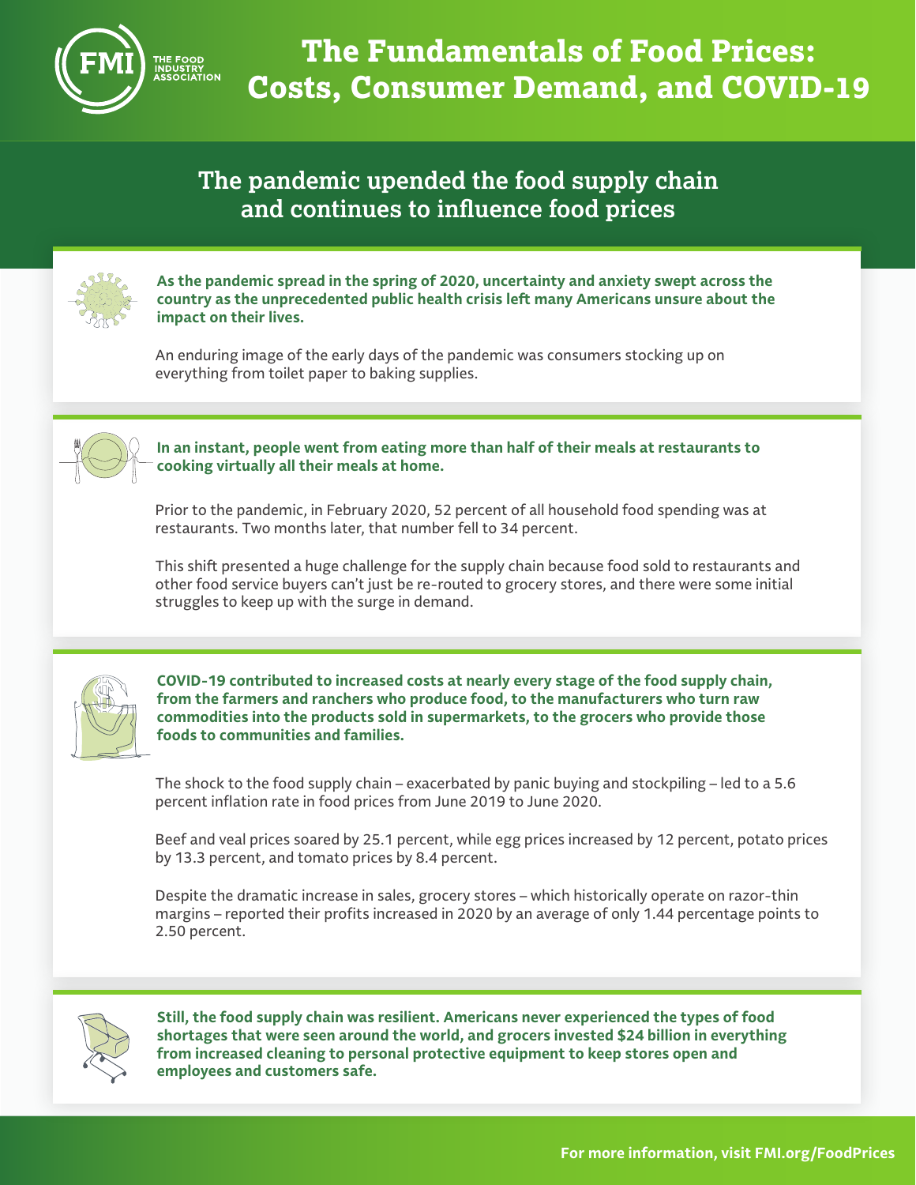THE FOOD INDUSTRY ASSOCIATION

# The Fundamentals of Food Prices: Costs, Consumer Demand, and COVID-19

## The pandemic upended the food supply chain and continues to influence food prices

**As the pandemic spread in the spring of 2020, uncertainty and anxiety swept across the country as the unprecedented public health crisis left many Americans unsure about the impact on their lives.**

An enduring image of the early days of the pandemic was consumers stocking up on everything from toilet paper to baking supplies.

**In an instant, people went from eating more than half of their meals at restaurants to cooking virtually all their meals at home.**

Prior to the pandemic, in February 2020, 52 percent of all household food spending was at restaurants. Two months later, that number fell to 34 percent.

This shift presented a huge challenge for the supply chain because food sold to restaurants and other food service buyers can't just be re-routed to grocery stores, and there were some initial struggles to keep up with the surge in demand.

**COVID-19 contributed to increased costs at nearly every stage of the food supply chain, from the farmers and ranchers who produce food, to the manufacturers who turn raw commodities into the products sold in supermarkets, to the grocers who provide those foods to communities and families.**

The shock to the food supply chain – exacerbated by panic buying and stockpiling – led to a 5.6 percent inflation rate in food prices from June 2019 to June 2020.

Beef and veal prices soared by 25.1 percent, while egg prices increased by 12 percent, potato prices by 13.3 percent, and tomato prices by 8.4 percent.

Despite the dramatic increase in sales, grocery stores – which historically operate on razor-thin margins – reported their profits increased in 2020 by an average of only 1.44 percentage points to 2.50 percent.

**Still, the food supply chain was resilient. Americans never experienced the types of food shortages that were seen around the world, and grocers invested $24 billion in everything from increased cleaning to personal protective equipment to keep stores open and employees and customers safe.**

**For more information, visit FMI.org/FoodPrices**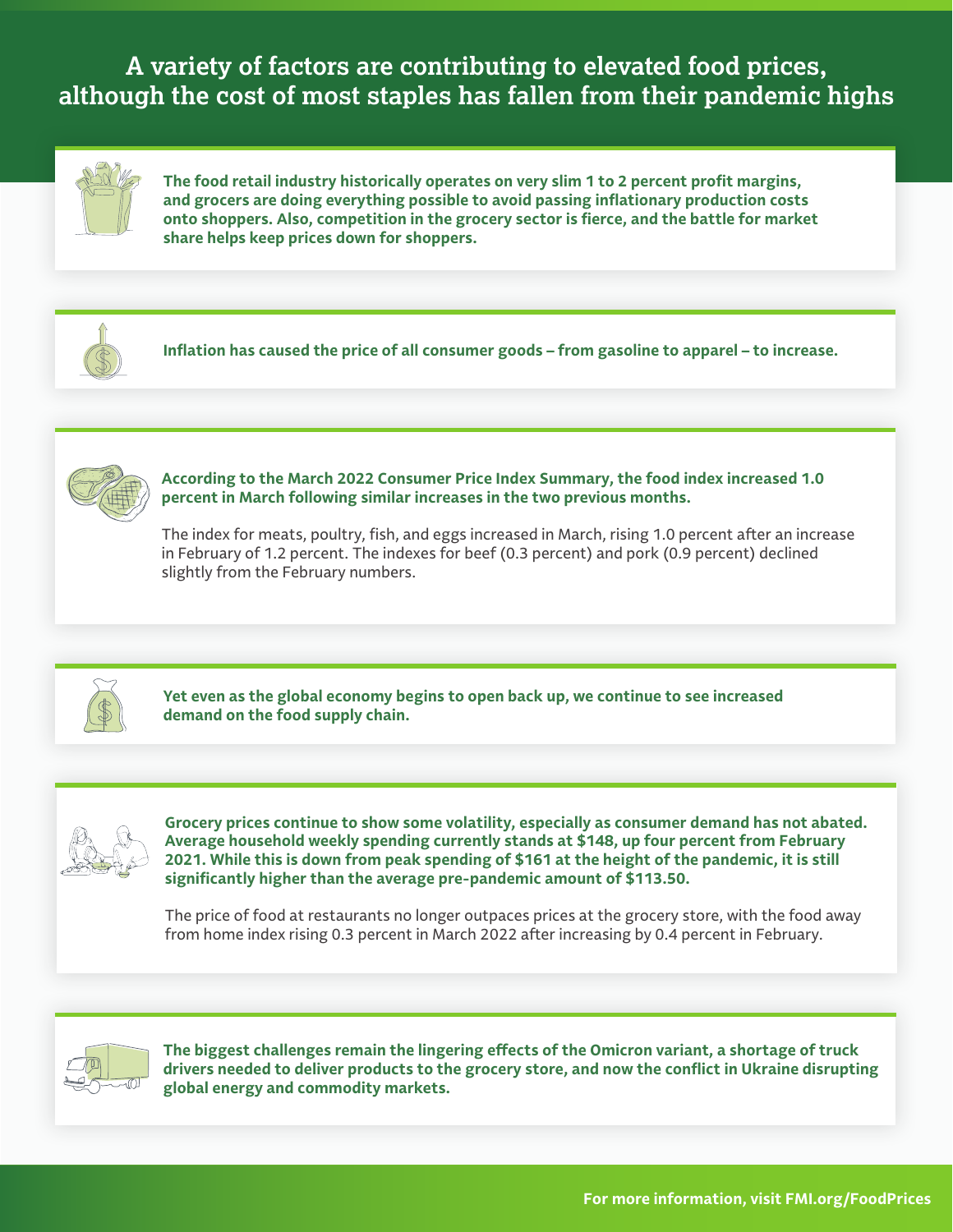# A variety of factors are contributing to elevated food prices, although the cost of most staples has fallen from their pandemic highs

**The food retail industry historically operates on very slim 1 to 2 percent profit margins, and grocers are doing everything possible to avoid passing inflationary production costs onto shoppers. Also, competition in the grocery sector is fierce, and the battle for market share helps keep prices down for shoppers.**

**Inflation has caused the price of all consumer goods – from gasoline to apparel – to increase.**

**According to the March 2022 Consumer Price Index Summary, the food index increased 1.0 percent in March following similar increases in the two previous months.**

The index for meats, poultry, fish, and eggs increased in March, rising 1.0 percent after an increase in February of 1.2 percent. The indexes for beef (0.3 percent) and pork (0.9 percent) declined slightly from the February numbers.

**Yet even as the global economy begins to open back up, we continue to see increased demand on the food supply chain.**

**Grocery prices continue to show some volatility, especially as consumer demand has not abated. Average household weekly spending currently stands at $148, up four percent from February 2021. While this is down from peak spending of $161 at the height of the pandemic, it is still significantly higher than the average pre-pandemic amount of $113.50.**

The price of food at restaurants no longer outpaces prices at the grocery store, with the food away from home index rising 0.3 percent in March 2022 after increasing by 0.4 percent in February.

**The biggest challenges remain the lingering effects of the Omicron variant, a shortage of truck drivers needed to deliver products to the grocery store, and now the conflict in Ukraine disrupting global energy and commodity markets.**

**For more information, visit FMI.org/FoodPrices**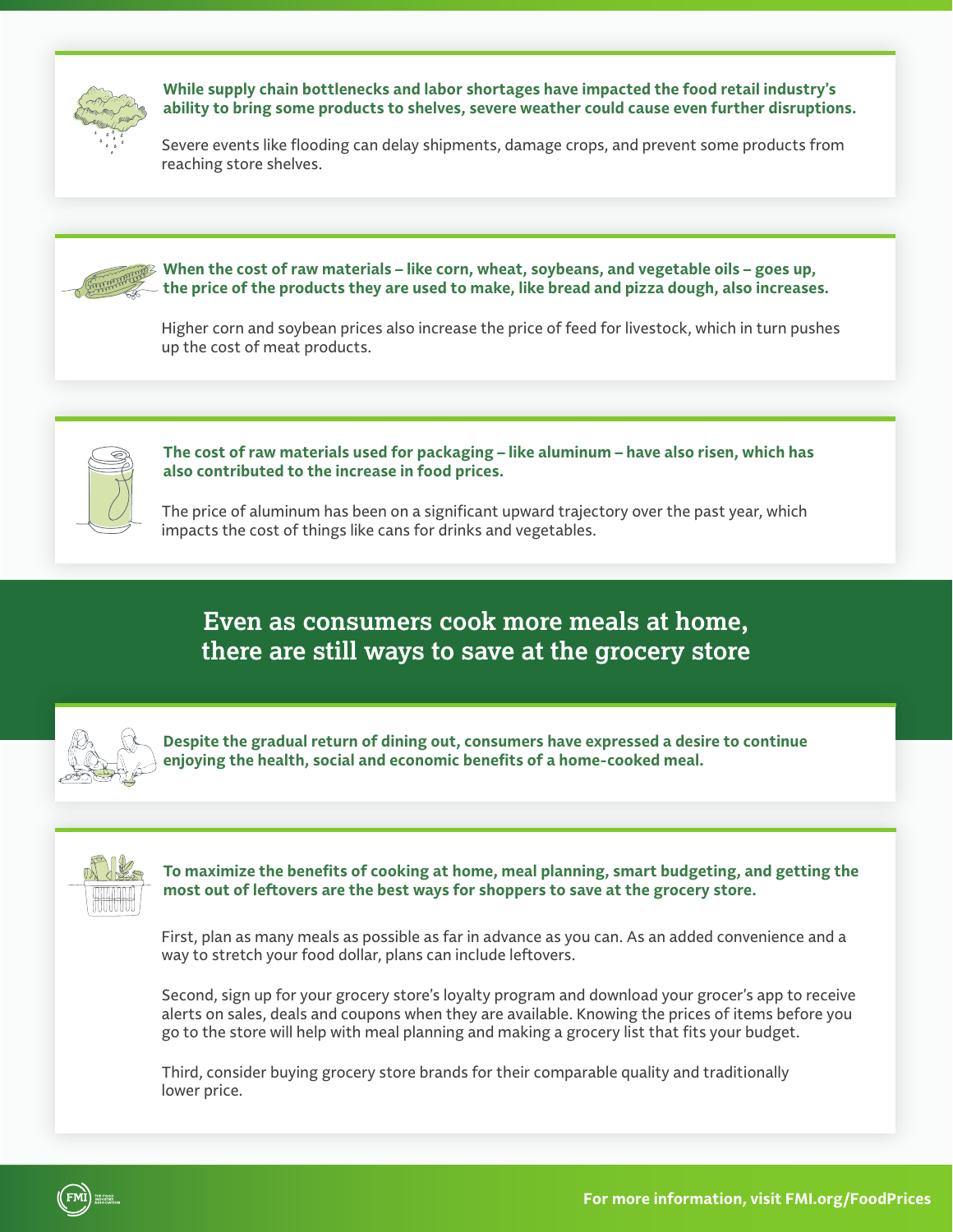**While supply chain bottlenecks and labor shortages have impacted the food retail industry's ability to bring some products to shelves, severe weather could cause even further disruptions.**

Severe events like flooding can delay shipments, damage crops, and prevent some products from reaching store shelves.

**When the cost of raw materials – like corn, wheat, soybeans, and vegetable oils – goes up, the price of the products they are used to make, like bread and pizza dough, also increases.**

Higher corn and soybean prices also increase the price of feed for livestock, which in turn pushes up the cost of meat products.

**The cost of raw materials used for packaging – like aluminum – have also risen, which has also contributed to the increase in food prices.**

The price of aluminum has been on a significant upward trajectory over the past year, which impacts the cost of things like cans for drinks and vegetables.

## Even as consumers cook more meals at home, there are still ways to save at the grocery store

**Despite the gradual return of dining out, consumers have expressed a desire to continue enjoying the health, social and economic benefits of a home-cooked meal.**

**To maximize the benefits of cooking at home, meal planning, smart budgeting, and getting the most out of leftovers are the best ways for shoppers to save at the grocery store.**

First, plan as many meals as possible as far in advance as you can. As an added convenience and a way to stretch your food dollar, plans can include leftovers.

Second, sign up for your grocery store's loyalty program and download your grocer's app to receive alerts on sales, deals and coupons when they are available. Knowing the prices of items before you go to the store will help with meal planning and making a grocery list that fits your budget.

Third, consider buying grocery store brands for their comparable quality and traditionally lower price.

FMI The Food Industry Association

**For more information, visit FMI.org/FoodPrices**